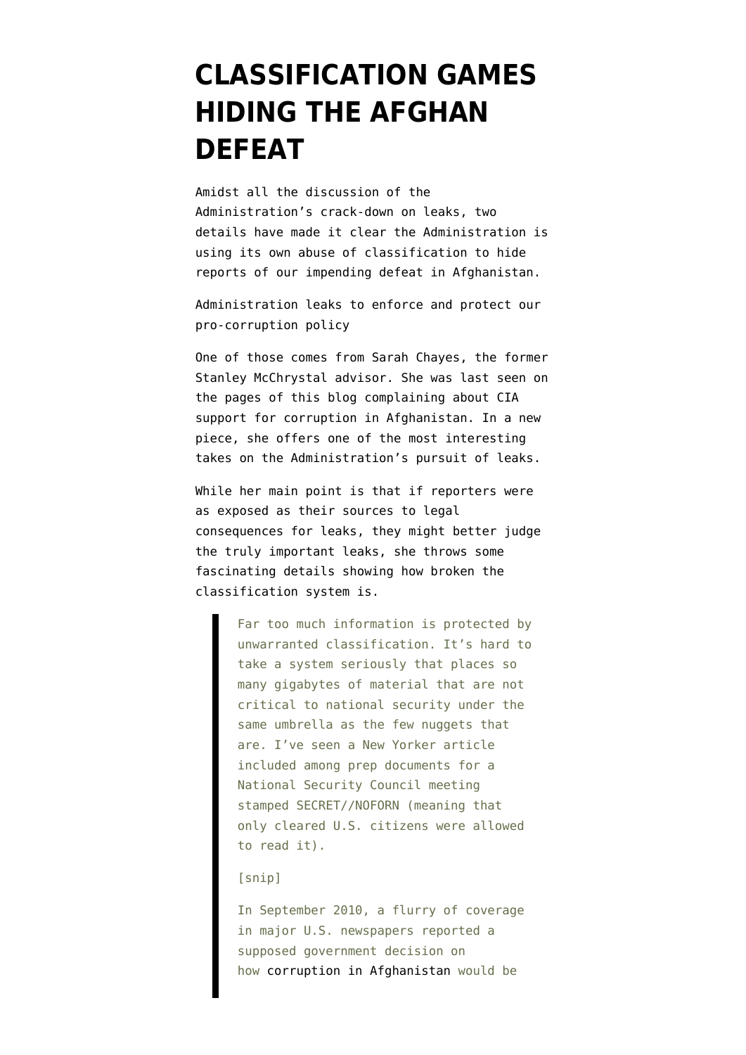# CLASSIFICATION GAMES HIDING THE AFGHAN DEFEAT

Amidst all the discussion of the Administration's crack-down on leaks, two details have made it clear the Administration is using its own abuse of classification to hide reports of our impending defeat in Afghanistan.

Administration leaks to enforce and protect our pro-corruption policy

One of those comes from Sarah Chayes, the former Stanley McChrystal advisor. She was last seen on the pages of this blog complaining about CIA support for corruption in Afghanistan. In a new piece, she offers one of the most interesting takes on the Administration's pursuit of leaks.

While her main point is that if reporters were as exposed as their sources to legal consequences for leaks, they might better judge the truly important leaks, she throws some fascinating details showing how broken the classification system is.

> Far too much information is protected by unwarranted classification. It's hard to take a system seriously that places so many gigabytes of material that are not critical to national security under the same umbrella as the few nuggets that are. I've seen a New Yorker article included among prep documents for a National Security Council meeting stamped SECRET//NOFORN (meaning that only cleared U.S. citizens were allowed to read it).
>
> [snip]
>
> In September 2010, a flurry of coverage in major U.S. newspapers reported a supposed government decision on how corruption in Afghanistan would be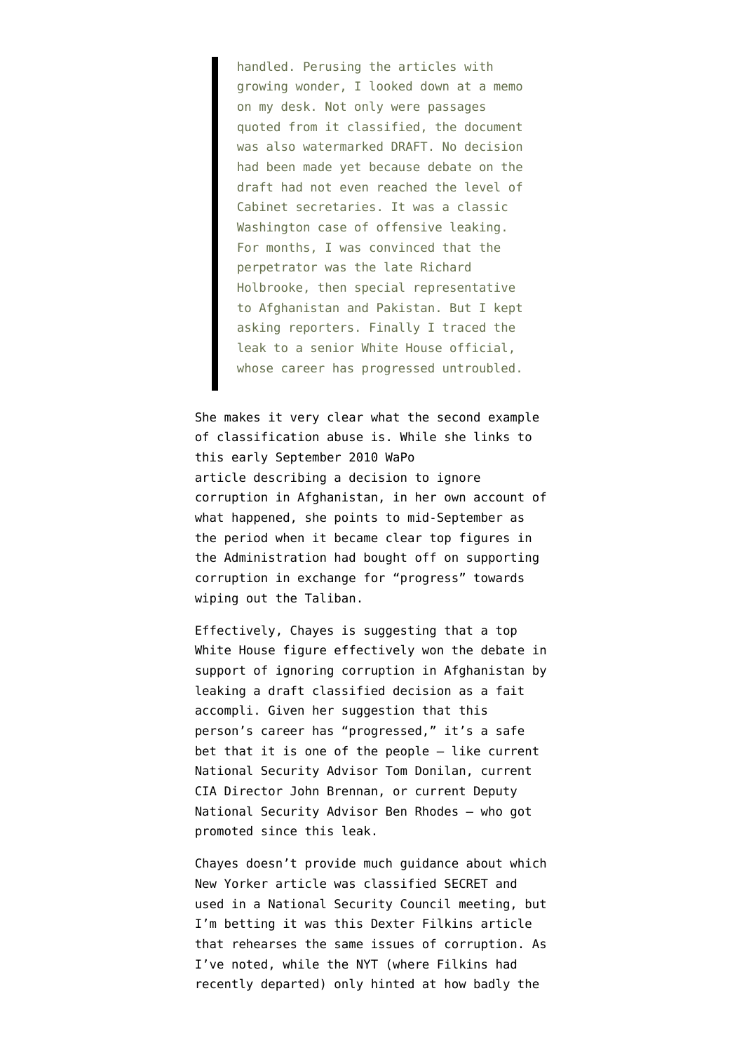> handled. Perusing the articles with growing wonder, I looked down at a memo on my desk. Not only were passages quoted from it classified, the document was also watermarked DRAFT. No decision had been made yet because debate on the draft had not even reached the level of Cabinet secretaries. It was a classic Washington case of offensive leaking. For months, I was convinced that the perpetrator was the late Richard Holbrooke, then special representative to Afghanistan and Pakistan. But I kept asking reporters. Finally I traced the leak to a senior White House official, whose career has progressed untroubled.

She makes it very clear what the second example of classification abuse is. While she links to this early September 2010 WaPo article describing a decision to ignore corruption in Afghanistan, in her own account of what happened, she points to mid-September as the period when it became clear top figures in the Administration had bought off on supporting corruption in exchange for "progress" towards wiping out the Taliban.

Effectively, Chayes is suggesting that a top White House figure effectively won the debate in support of ignoring corruption in Afghanistan by leaking a draft classified decision as a fait accompli. Given her suggestion that this person's career has "progressed," it's a safe bet that it is one of the people – like current National Security Advisor Tom Donilan, current CIA Director John Brennan, or current Deputy National Security Advisor Ben Rhodes – who got promoted since this leak.

Chayes doesn't provide much guidance about which New Yorker article was classified SECRET and used in a National Security Council meeting, but I'm betting it was this Dexter Filkins article that rehearses the same issues of corruption. As I've noted, while the NYT (where Filkins had recently departed) only hinted at how badly the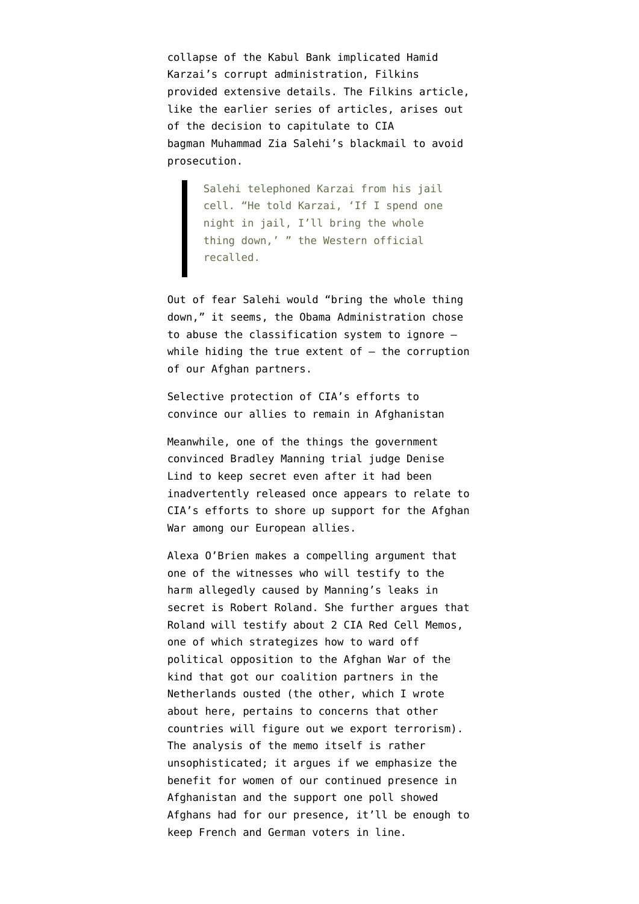collapse of the Kabul Bank implicated Hamid Karzai's corrupt administration, Filkins provided extensive details. The Filkins article, like the earlier series of articles, arises out of the decision to capitulate to CIA bagman Muhammad Zia Salehi's blackmail to avoid prosecution.

> Salehi telephoned Karzai from his jail cell. "He told Karzai, 'If I spend one night in jail, I'll bring the whole thing down,' " the Western official recalled.

Out of fear Salehi would "bring the whole thing down," it seems, the Obama Administration chose to abuse the classification system to ignore — while hiding the true extent of — the corruption of our Afghan partners.

Selective protection of CIA's efforts to convince our allies to remain in Afghanistan

Meanwhile, one of the things the government convinced Bradley Manning trial judge Denise Lind to keep secret even after it had been inadvertently released once appears to relate to CIA's efforts to shore up support for the Afghan War among our European allies.

Alexa O'Brien makes a compelling argument that one of the witnesses who will testify to the harm allegedly caused by Manning's leaks in secret is Robert Roland. She further argues that Roland will testify about 2 CIA Red Cell Memos, one of which strategizes how to ward off political opposition to the Afghan War of the kind that got our coalition partners in the Netherlands ousted (the other, which I wrote about here, pertains to concerns that other countries will figure out we export terrorism). The analysis of the memo itself is rather unsophisticated; it argues if we emphasize the benefit for women of our continued presence in Afghanistan and the support one poll showed Afghans had for our presence, it'll be enough to keep French and German voters in line.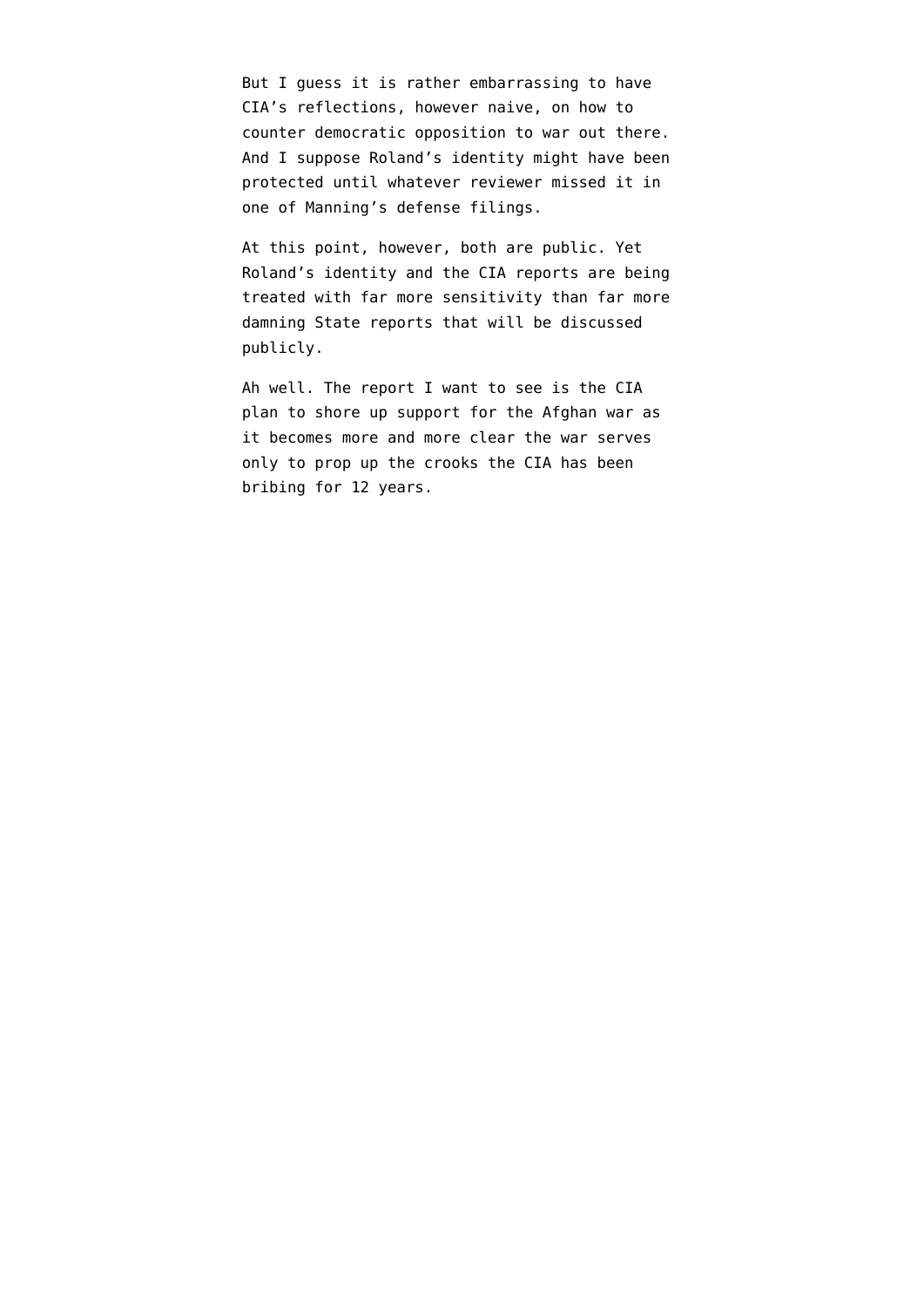But I guess it is rather embarrassing to have CIA's reflections, however naive, on how to counter democratic opposition to war out there. And I suppose Roland's identity might have been protected until whatever reviewer missed it in one of Manning's defense filings.

At this point, however, both are public. Yet Roland's identity and the CIA reports are being treated with far more sensitivity than far more damning State reports that will be discussed publicly.

Ah well. The report I want to see is the CIA plan to shore up support for the Afghan war as it becomes more and more clear the war serves only to prop up the crooks the CIA has been bribing for 12 years.